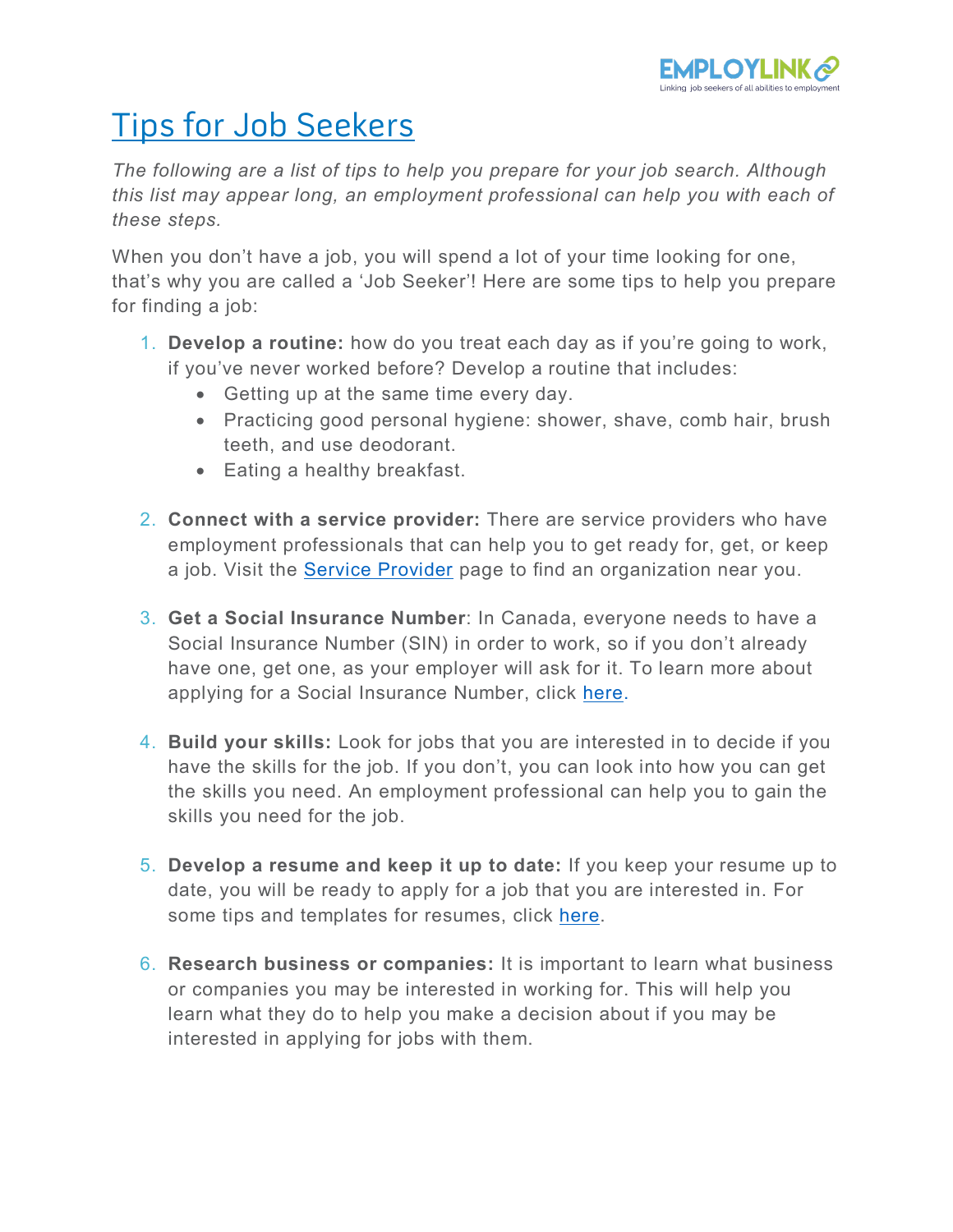EMPLOYLINK
Linking job seekers of all abilities to employment

# Tips for Job Seekers

*The following are a list of tips to help you prepare for your job search. Although this list may appear long, an employment professional can help you with each of these steps.*

When you don't have a job, you will spend a lot of your time looking for one, that's why you are called a 'Job Seeker'! Here are some tips to help you prepare for finding a job:

1. **Develop a routine:** how do you treat each day as if you're going to work, if you've never worked before? Develop a routine that includes:
   - Getting up at the same time every day.
   - Practicing good personal hygiene: shower, shave, comb hair, brush teeth, and use deodorant.
   - Eating a healthy breakfast.

2. **Connect with a service provider:** There are service providers who have employment professionals that can help you to get ready for, get, or keep a job. Visit the Service Provider page to find an organization near you.

3. **Get a Social Insurance Number**: In Canada, everyone needs to have a Social Insurance Number (SIN) in order to work, so if you don't already have one, get one, as your employer will ask for it. To learn more about applying for a Social Insurance Number, click here.

4. **Build your skills:** Look for jobs that you are interested in to decide if you have the skills for the job. If you don't, you can look into how you can get the skills you need. An employment professional can help you to gain the skills you need for the job.

5. **Develop a resume and keep it up to date:** If you keep your resume up to date, you will be ready to apply for a job that you are interested in. For some tips and templates for resumes, click here.

6. **Research business or companies:** It is important to learn what business or companies you may be interested in working for. This will help you learn what they do to help you make a decision about if you may be interested in applying for jobs with them.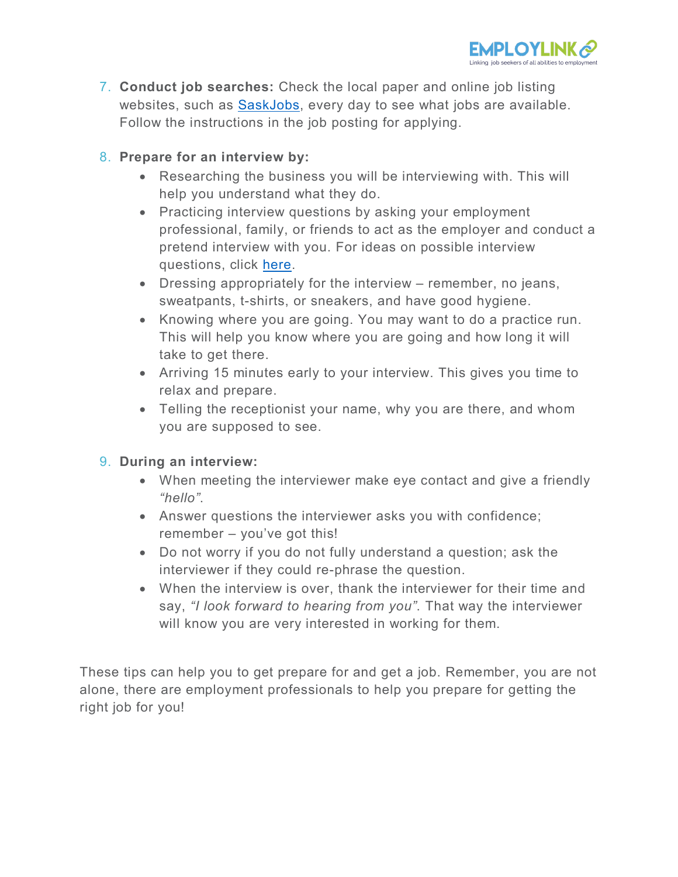7. **Conduct job searches:** Check the local paper and online job listing websites, such as [SaskJobs](), every day to see what jobs are available. Follow the instructions in the job posting for applying.

8. **Prepare for an interview by:**
   - Researching the business you will be interviewing with. This will help you understand what they do.
   - Practicing interview questions by asking your employment professional, family, or friends to act as the employer and conduct a pretend interview with you. For ideas on possible interview questions, click [here]().
   - Dressing appropriately for the interview – remember, no jeans, sweatpants, t-shirts, or sneakers, and have good hygiene.
   - Knowing where you are going. You may want to do a practice run. This will help you know where you are going and how long it will take to get there.
   - Arriving 15 minutes early to your interview. This gives you time to relax and prepare.
   - Telling the receptionist your name, why you are there, and whom you are supposed to see.

9. **During an interview:**
   - When meeting the interviewer make eye contact and give a friendly *"hello"*.
   - Answer questions the interviewer asks you with confidence; remember – you've got this!
   - Do not worry if you do not fully understand a question; ask the interviewer if they could re-phrase the question.
   - When the interview is over, thank the interviewer for their time and say, *"I look forward to hearing from you"*. That way the interviewer will know you are very interested in working for them.

These tips can help you to get prepare for and get a job. Remember, you are not alone, there are employment professionals to help you prepare for getting the right job for you!